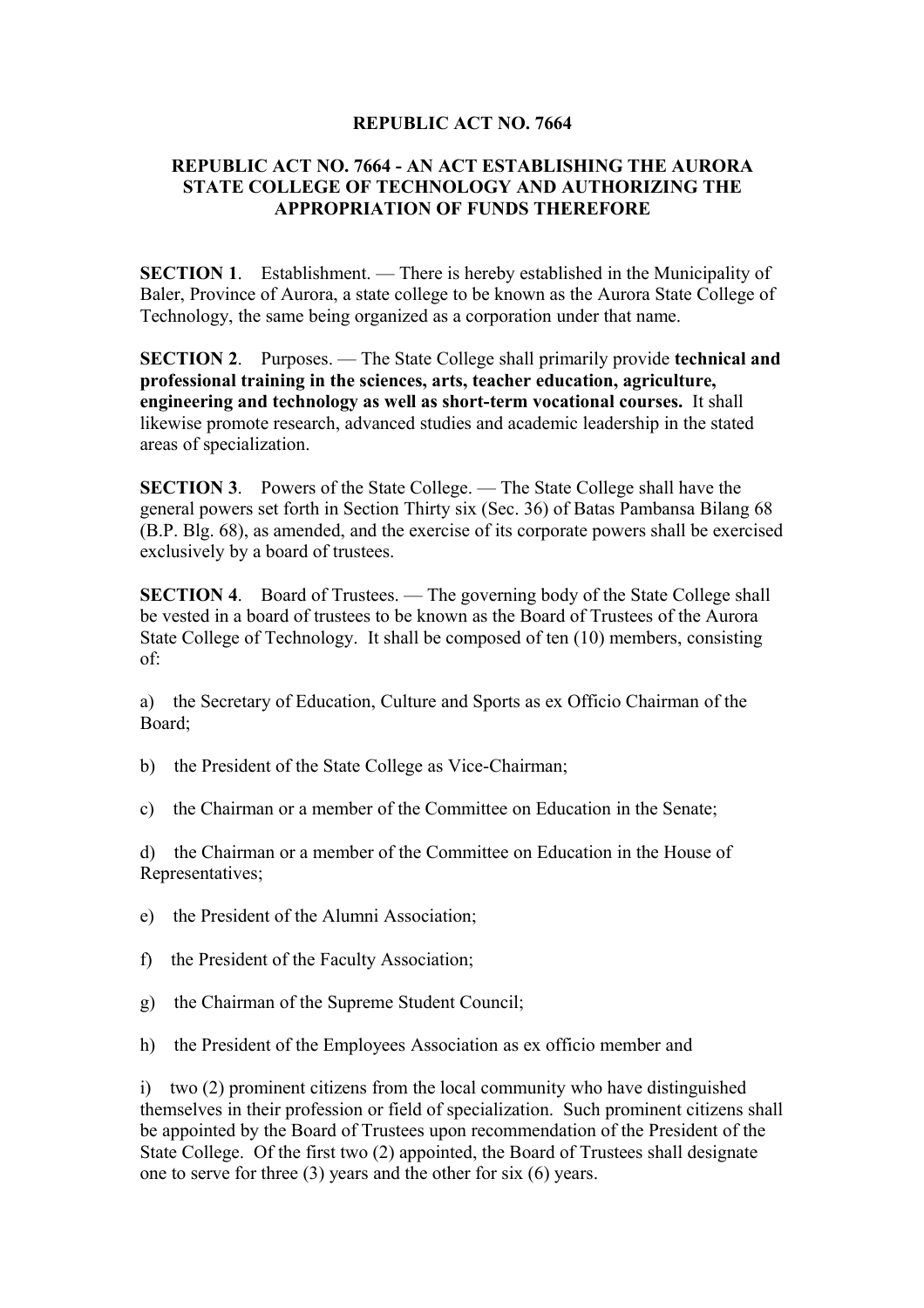**REPUBLIC ACT NO. 7664**

**REPUBLIC ACT NO. 7664 - AN ACT ESTABLISHING THE AURORA STATE COLLEGE OF TECHNOLOGY AND AUTHORIZING THE APPROPRIATION OF FUNDS THEREFORE**

**SECTION 1**. Establishment. — There is hereby established in the Municipality of Baler, Province of Aurora, a state college to be known as the Aurora State College of Technology, the same being organized as a corporation under that name.

**SECTION 2**. Purposes. — The State College shall primarily provide **technical and professional training in the sciences, arts, teacher education, agriculture, engineering and technology as well as short-term vocational courses.** It shall likewise promote research, advanced studies and academic leadership in the stated areas of specialization.

**SECTION 3**. Powers of the State College. — The State College shall have the general powers set forth in Section Thirty six (Sec. 36) of Batas Pambansa Bilang 68 (B.P. Blg. 68), as amended, and the exercise of its corporate powers shall be exercised exclusively by a board of trustees.

**SECTION 4**. Board of Trustees. — The governing body of the State College shall be vested in a board of trustees to be known as the Board of Trustees of the Aurora State College of Technology. It shall be composed of ten (10) members, consisting of:

a) the Secretary of Education, Culture and Sports as ex Officio Chairman of the Board;

b) the President of the State College as Vice-Chairman;

c) the Chairman or a member of the Committee on Education in the Senate;

d) the Chairman or a member of the Committee on Education in the House of Representatives;

e) the President of the Alumni Association;

f) the President of the Faculty Association;

g) the Chairman of the Supreme Student Council;

h) the President of the Employees Association as ex officio member and

i) two (2) prominent citizens from the local community who have distinguished themselves in their profession or field of specialization. Such prominent citizens shall be appointed by the Board of Trustees upon recommendation of the President of the State College. Of the first two (2) appointed, the Board of Trustees shall designate one to serve for three (3) years and the other for six (6) years.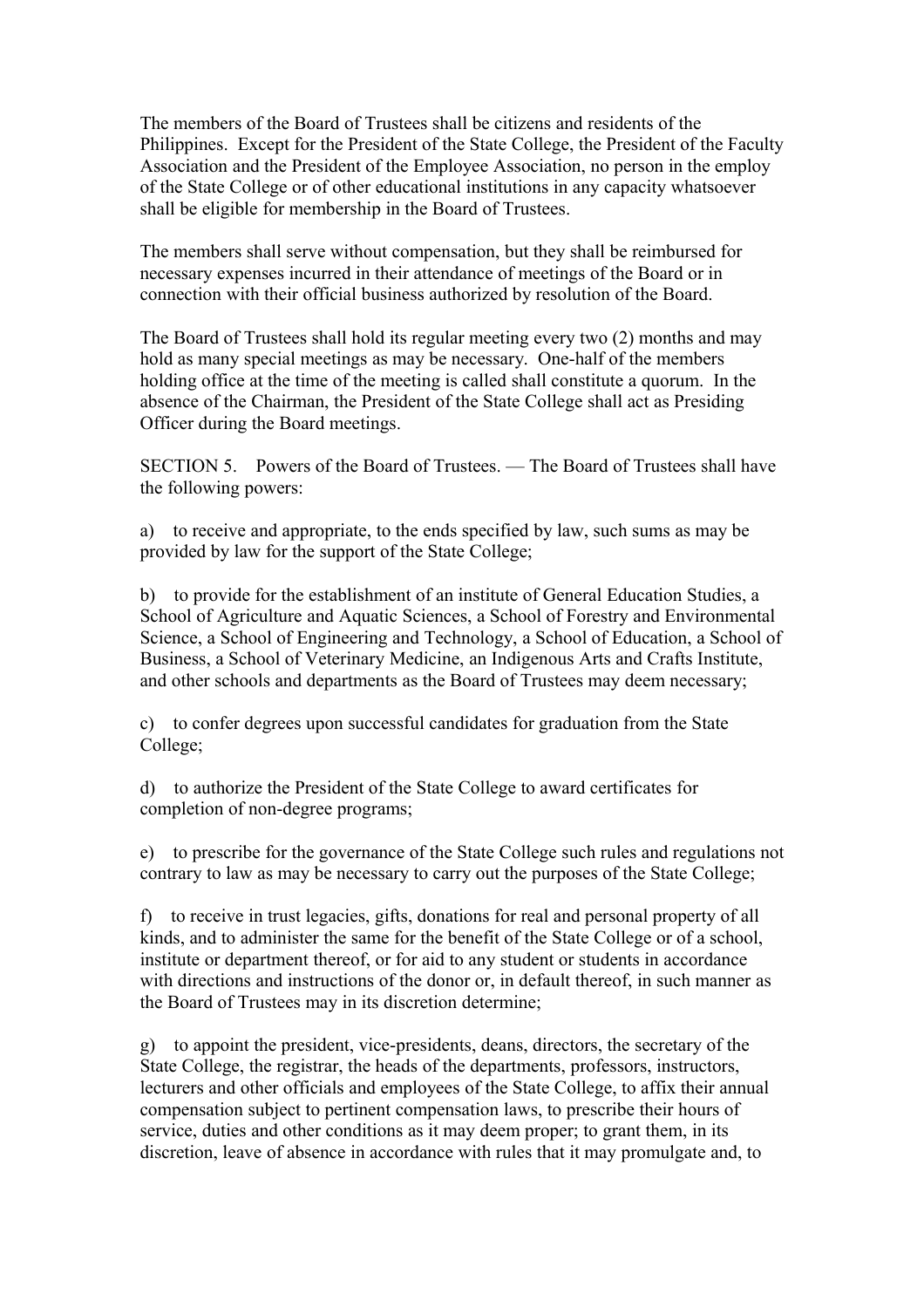The members of the Board of Trustees shall be citizens and residents of the Philippines. Except for the President of the State College, the President of the Faculty Association and the President of the Employee Association, no person in the employ of the State College or of other educational institutions in any capacity whatsoever shall be eligible for membership in the Board of Trustees.

The members shall serve without compensation, but they shall be reimbursed for necessary expenses incurred in their attendance of meetings of the Board or in connection with their official business authorized by resolution of the Board.

The Board of Trustees shall hold its regular meeting every two (2) months and may hold as many special meetings as may be necessary. One-half of the members holding office at the time of the meeting is called shall constitute a quorum. In the absence of the Chairman, the President of the State College shall act as Presiding Officer during the Board meetings.

SECTION 5. Powers of the Board of Trustees. — The Board of Trustees shall have the following powers:

a) to receive and appropriate, to the ends specified by law, such sums as may be provided by law for the support of the State College;

b) to provide for the establishment of an institute of General Education Studies, a School of Agriculture and Aquatic Sciences, a School of Forestry and Environmental Science, a School of Engineering and Technology, a School of Education, a School of Business, a School of Veterinary Medicine, an Indigenous Arts and Crafts Institute, and other schools and departments as the Board of Trustees may deem necessary;

c) to confer degrees upon successful candidates for graduation from the State College;

d) to authorize the President of the State College to award certificates for completion of non-degree programs;

e) to prescribe for the governance of the State College such rules and regulations not contrary to law as may be necessary to carry out the purposes of the State College;

f) to receive in trust legacies, gifts, donations for real and personal property of all kinds, and to administer the same for the benefit of the State College or of a school, institute or department thereof, or for aid to any student or students in accordance with directions and instructions of the donor or, in default thereof, in such manner as the Board of Trustees may in its discretion determine;

g) to appoint the president, vice-presidents, deans, directors, the secretary of the State College, the registrar, the heads of the departments, professors, instructors, lecturers and other officials and employees of the State College, to affix their annual compensation subject to pertinent compensation laws, to prescribe their hours of service, duties and other conditions as it may deem proper; to grant them, in its discretion, leave of absence in accordance with rules that it may promulgate and, to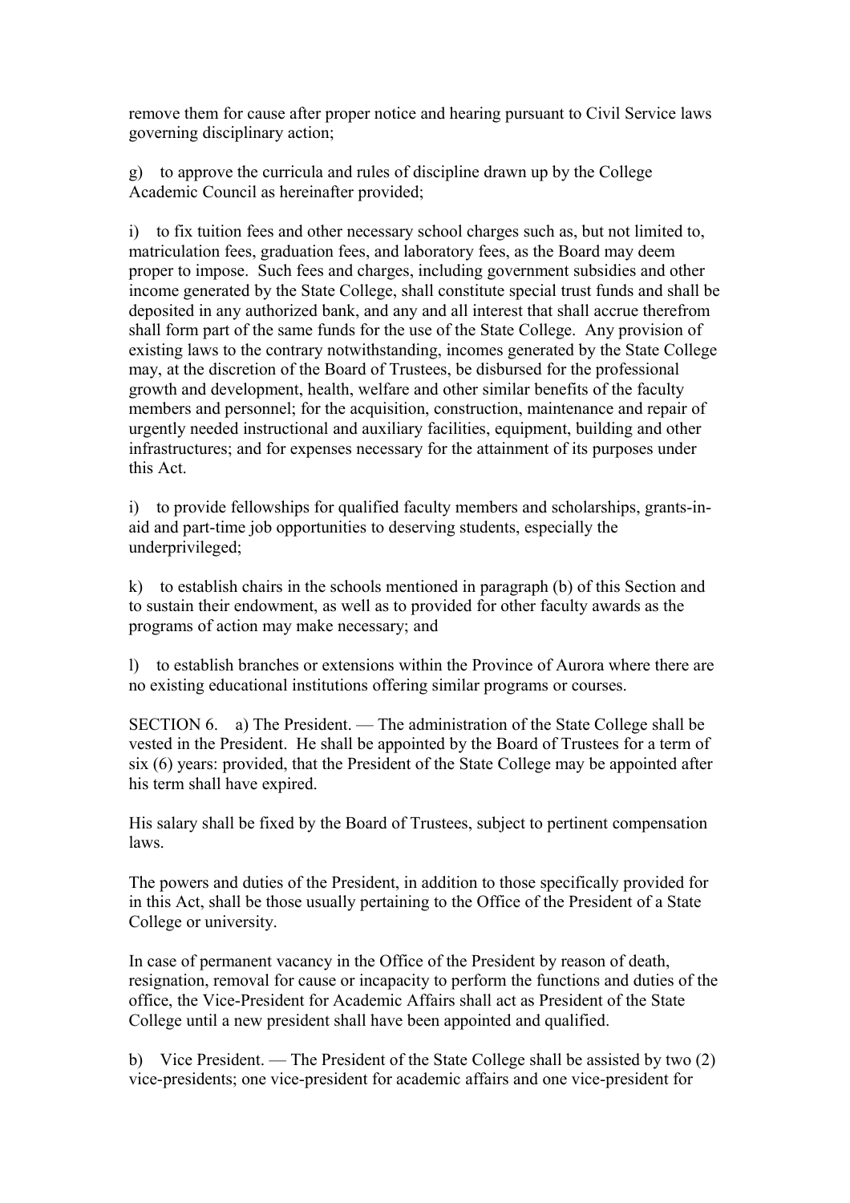remove them for cause after proper notice and hearing pursuant to Civil Service laws governing disciplinary action;

g) to approve the curricula and rules of discipline drawn up by the College Academic Council as hereinafter provided;

i) to fix tuition fees and other necessary school charges such as, but not limited to, matriculation fees, graduation fees, and laboratory fees, as the Board may deem proper to impose. Such fees and charges, including government subsidies and other income generated by the State College, shall constitute special trust funds and shall be deposited in any authorized bank, and any and all interest that shall accrue therefrom shall form part of the same funds for the use of the State College. Any provision of existing laws to the contrary notwithstanding, incomes generated by the State College may, at the discretion of the Board of Trustees, be disbursed for the professional growth and development, health, welfare and other similar benefits of the faculty members and personnel; for the acquisition, construction, maintenance and repair of urgently needed instructional and auxiliary facilities, equipment, building and other infrastructures; and for expenses necessary for the attainment of its purposes under this Act.

i) to provide fellowships for qualified faculty members and scholarships, grants-in-aid and part-time job opportunities to deserving students, especially the underprivileged;

k) to establish chairs in the schools mentioned in paragraph (b) of this Section and to sustain their endowment, as well as to provided for other faculty awards as the programs of action may make necessary; and

l) to establish branches or extensions within the Province of Aurora where there are no existing educational institutions offering similar programs or courses.

SECTION 6. a) The President. — The administration of the State College shall be vested in the President. He shall be appointed by the Board of Trustees for a term of six (6) years: provided, that the President of the State College may be appointed after his term shall have expired.

His salary shall be fixed by the Board of Trustees, subject to pertinent compensation laws.

The powers and duties of the President, in addition to those specifically provided for in this Act, shall be those usually pertaining to the Office of the President of a State College or university.

In case of permanent vacancy in the Office of the President by reason of death, resignation, removal for cause or incapacity to perform the functions and duties of the office, the Vice-President for Academic Affairs shall act as President of the State College until a new president shall have been appointed and qualified.

b) Vice President. — The President of the State College shall be assisted by two (2) vice-presidents; one vice-president for academic affairs and one vice-president for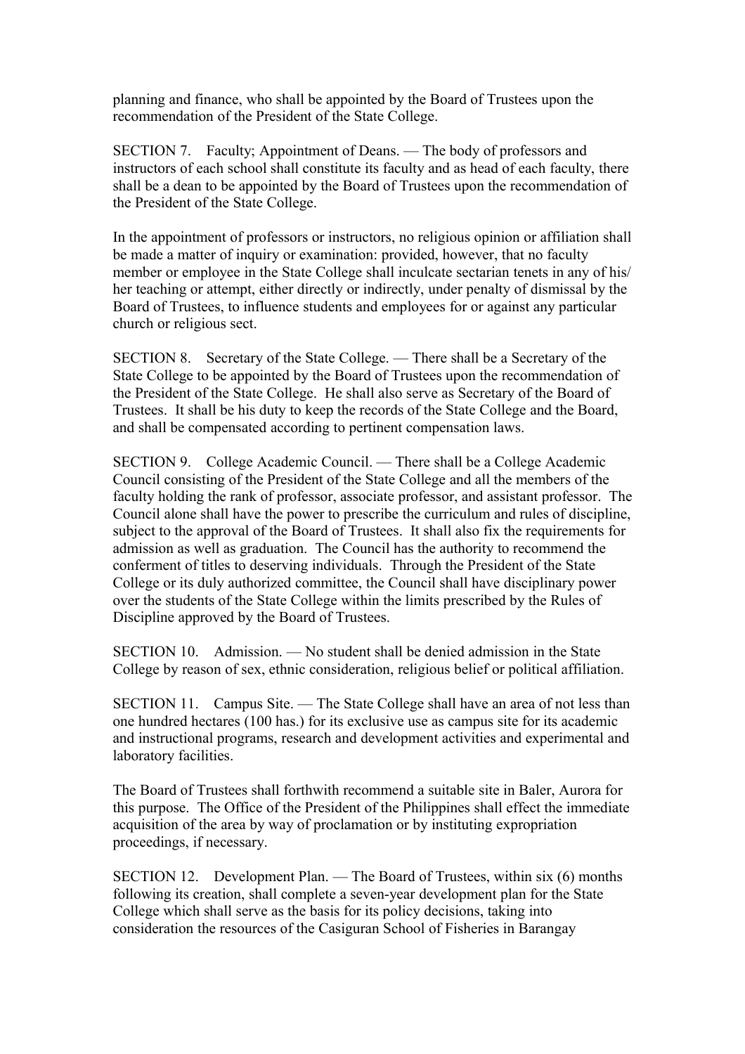planning and finance, who shall be appointed by the Board of Trustees upon the recommendation of the President of the State College.

SECTION 7. Faculty; Appointment of Deans. — The body of professors and instructors of each school shall constitute its faculty and as head of each faculty, there shall be a dean to be appointed by the Board of Trustees upon the recommendation of the President of the State College.

In the appointment of professors or instructors, no religious opinion or affiliation shall be made a matter of inquiry or examination: provided, however, that no faculty member or employee in the State College shall inculcate sectarian tenets in any of his/her teaching or attempt, either directly or indirectly, under penalty of dismissal by the Board of Trustees, to influence students and employees for or against any particular church or religious sect.

SECTION 8. Secretary of the State College. — There shall be a Secretary of the State College to be appointed by the Board of Trustees upon the recommendation of the President of the State College. He shall also serve as Secretary of the Board of Trustees. It shall be his duty to keep the records of the State College and the Board, and shall be compensated according to pertinent compensation laws.

SECTION 9. College Academic Council. — There shall be a College Academic Council consisting of the President of the State College and all the members of the faculty holding the rank of professor, associate professor, and assistant professor. The Council alone shall have the power to prescribe the curriculum and rules of discipline, subject to the approval of the Board of Trustees. It shall also fix the requirements for admission as well as graduation. The Council has the authority to recommend the conferment of titles to deserving individuals. Through the President of the State College or its duly authorized committee, the Council shall have disciplinary power over the students of the State College within the limits prescribed by the Rules of Discipline approved by the Board of Trustees.

SECTION 10. Admission. — No student shall be denied admission in the State College by reason of sex, ethnic consideration, religious belief or political affiliation.

SECTION 11. Campus Site. — The State College shall have an area of not less than one hundred hectares (100 has.) for its exclusive use as campus site for its academic and instructional programs, research and development activities and experimental and laboratory facilities.

The Board of Trustees shall forthwith recommend a suitable site in Baler, Aurora for this purpose. The Office of the President of the Philippines shall effect the immediate acquisition of the area by way of proclamation or by instituting expropriation proceedings, if necessary.

SECTION 12. Development Plan. — The Board of Trustees, within six (6) months following its creation, shall complete a seven-year development plan for the State College which shall serve as the basis for its policy decisions, taking into consideration the resources of the Casiguran School of Fisheries in Barangay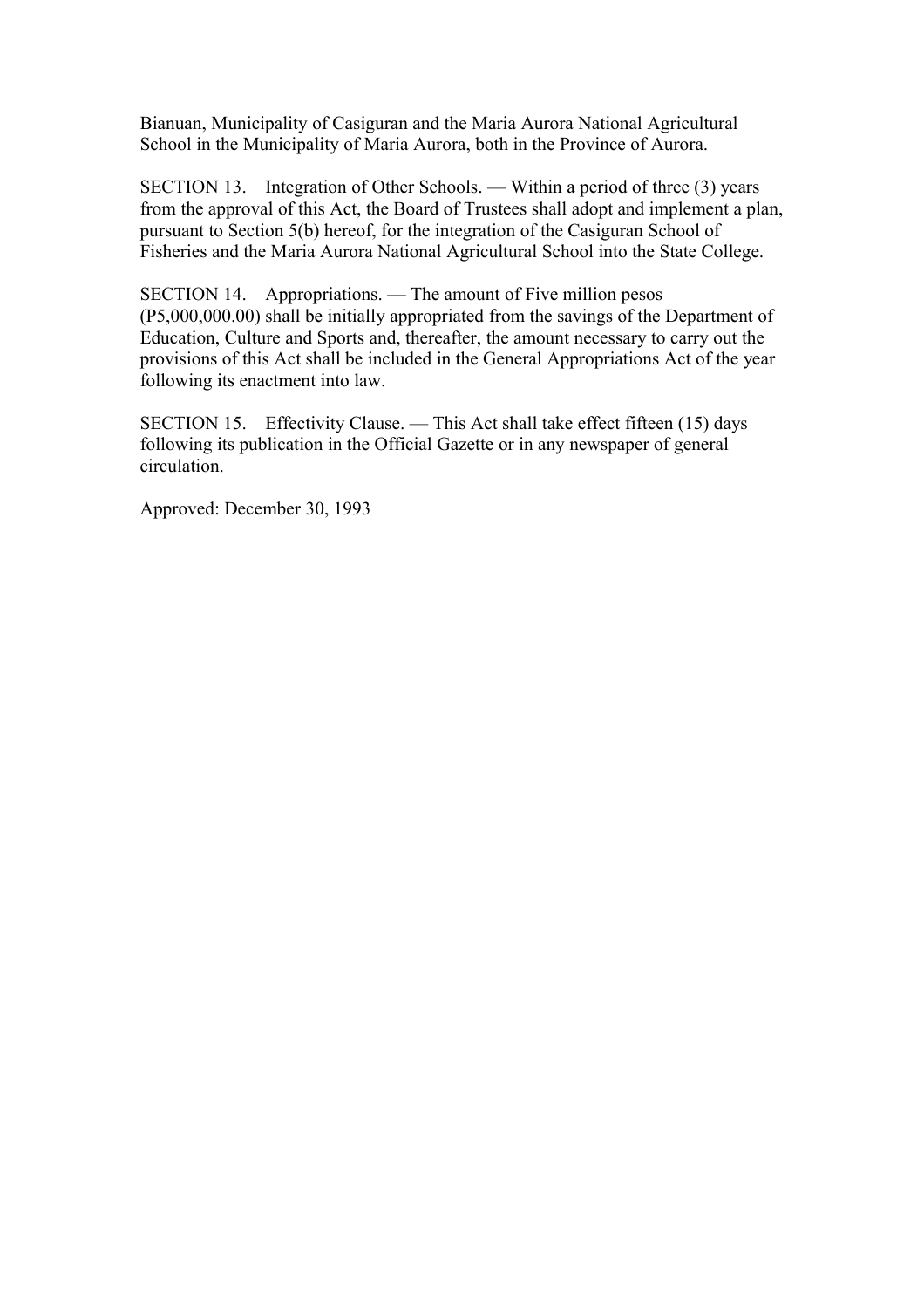Bianuan, Municipality of Casiguran and the Maria Aurora National Agricultural School in the Municipality of Maria Aurora, both in the Province of Aurora.

SECTION 13. Integration of Other Schools. — Within a period of three (3) years from the approval of this Act, the Board of Trustees shall adopt and implement a plan, pursuant to Section 5(b) hereof, for the integration of the Casiguran School of Fisheries and the Maria Aurora National Agricultural School into the State College.

SECTION 14. Appropriations. — The amount of Five million pesos (P5,000,000.00) shall be initially appropriated from the savings of the Department of Education, Culture and Sports and, thereafter, the amount necessary to carry out the provisions of this Act shall be included in the General Appropriations Act of the year following its enactment into law.

SECTION 15. Effectivity Clause. — This Act shall take effect fifteen (15) days following its publication in the Official Gazette or in any newspaper of general circulation.

Approved: December 30, 1993